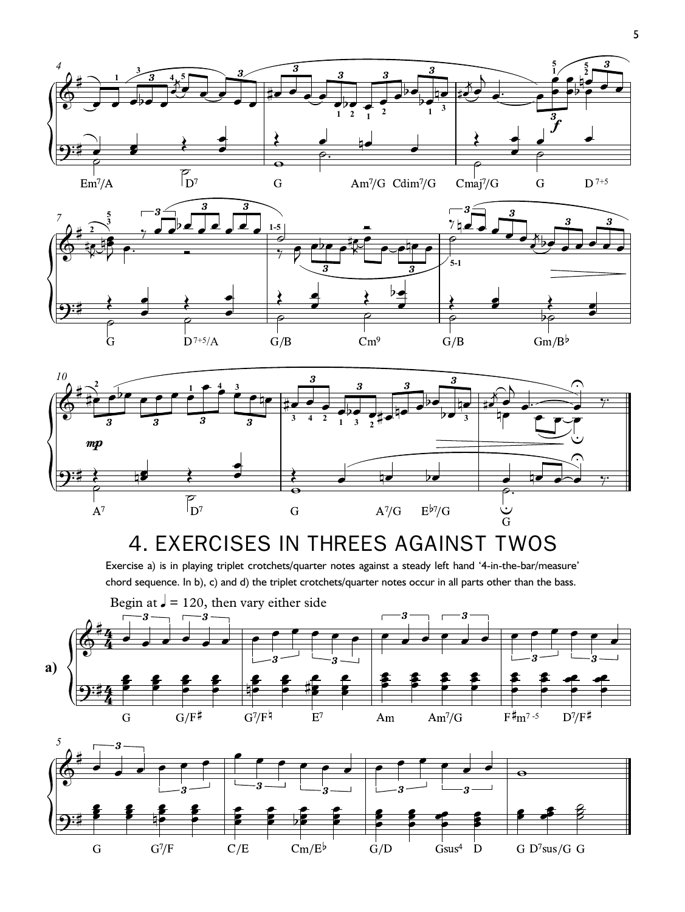# 4. EXERCISES IN THREES AGAINST TWOS

Exercise a) is in playing triplet crotchets/quarter notes against a steady left hand '4-in-the-bar/measure' chord sequence. In b), c) and d) the triplet crotchets/quarter notes occur in all parts other than the bass.

Begin at ♩ = 120, then vary either side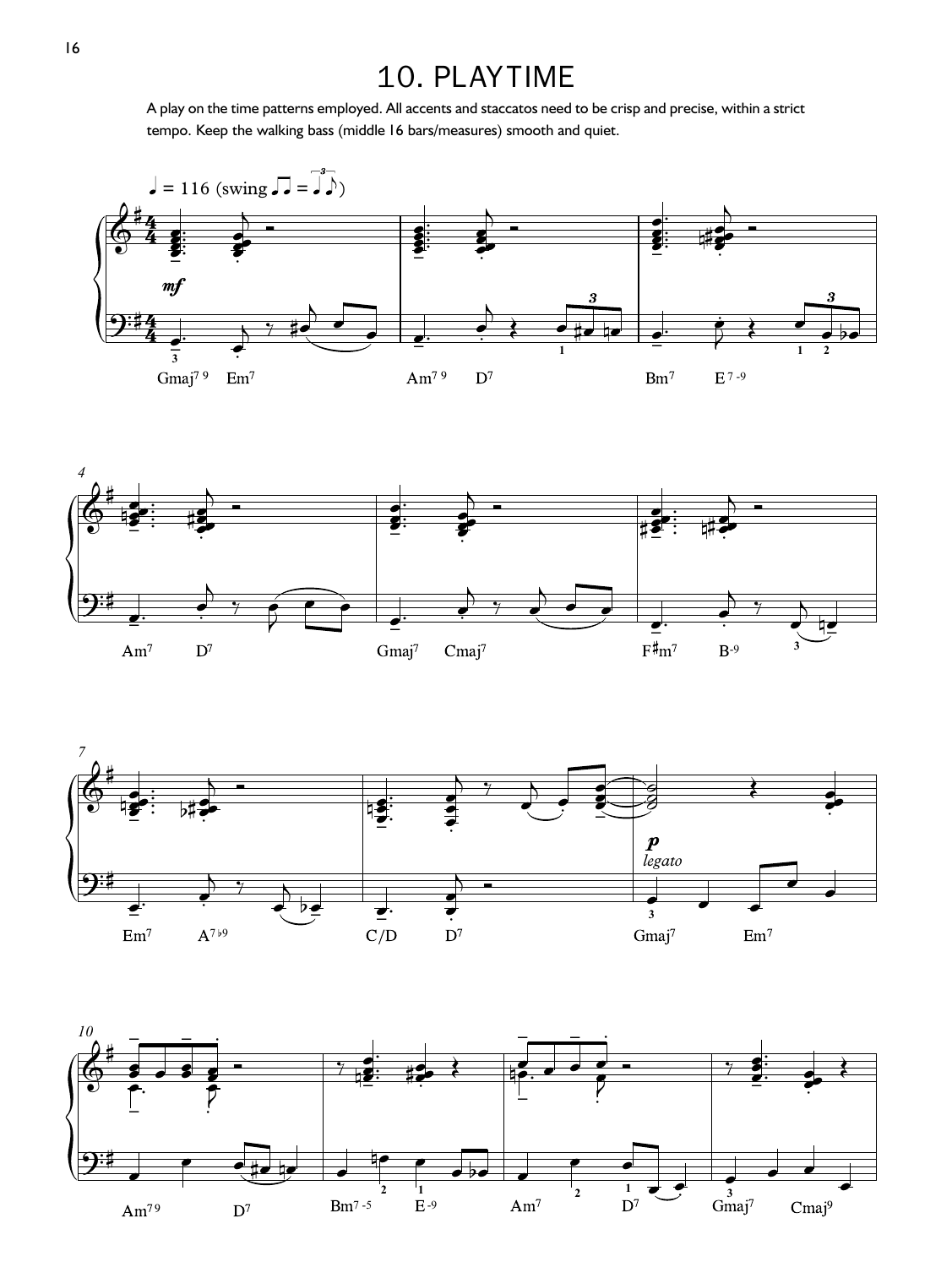# 10. PLAYTIME

A play on the time patterns employed. All accents and staccatos need to be crisp and precise, within a strict tempo. Keep the walking bass (middle 16 bars/measures) smooth and quiet.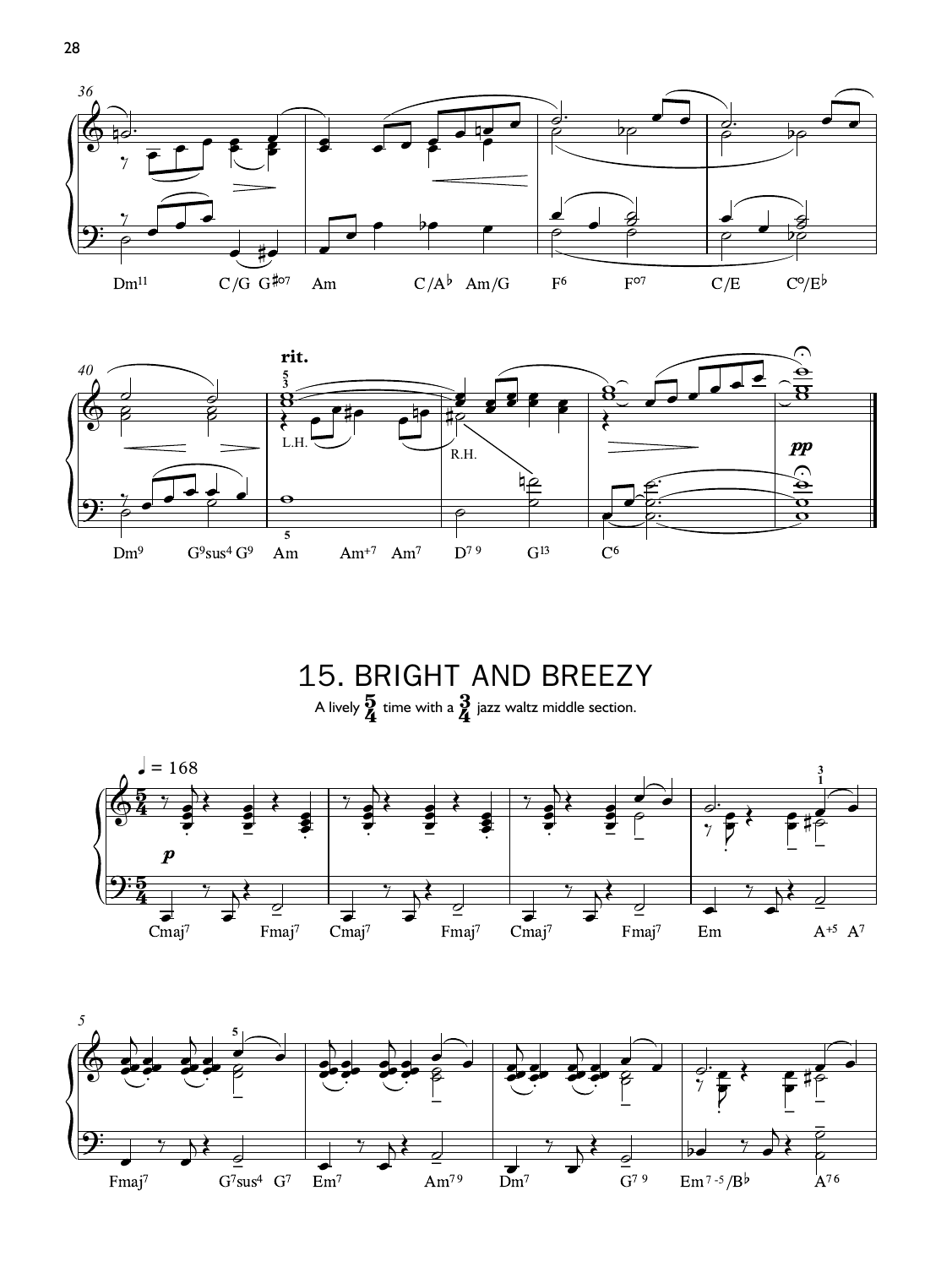# 15. BRIGHT AND BREEZY

A lively 5/4 time with a 3/4 jazz waltz middle section.